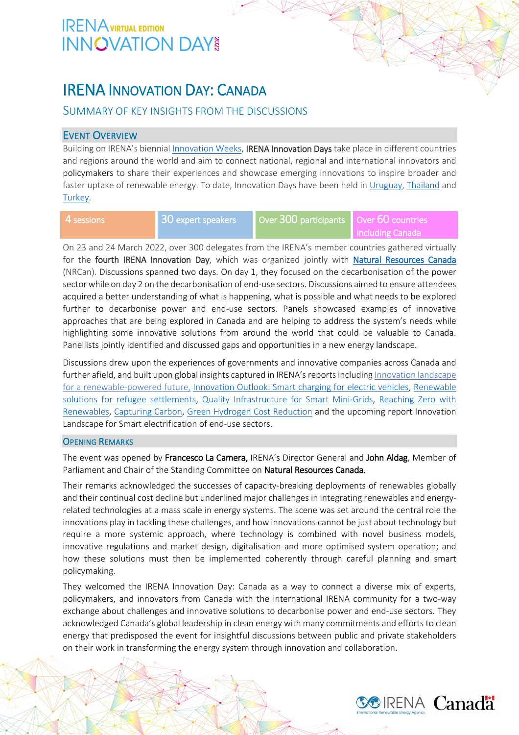IRENA VIRTUAL EDITION INNOVATION DAY 2022

# IRENA Innovation Day: Canada

## Summary of key insights from the discussions

### Event Overview

Building on IRENA's biennial Innovation Weeks, **IRENA Innovation Days** take place in different countries and regions around the world and aim to connect national, regional and international innovators and **policymakers** to share their experiences and showcase emerging innovations to inspire broader and faster uptake of renewable energy. To date, Innovation Days have been held in Uruguay, Thailand and Turkey.

| 4 sessions | 30 expert speakers | Over 300 participants | Over 60 countries including Canada |
|---|---|---|---|

On 23 and 24 March 2022, over 300 delegates from the IRENA's member countries gathered virtually for the **fourth IRENA Innovation Day**, which was organized jointly with **Natural Resources Canada** (NRCan). Discussions spanned two days. On day 1, they focused on the decarbonisation of the power sector while on day 2 on the decarbonisation of end-use sectors. Discussions aimed to ensure attendees acquired a better understanding of what is happening, what is possible and what needs to be explored further to decarbonise power and end-use sectors. Panels showcased examples of innovative approaches that are being explored in Canada and are helping to address the system's needs while highlighting some innovative solutions from around the world that could be valuable to Canada. Panellists jointly identified and discussed gaps and opportunities in a new energy landscape.

Discussions drew upon the experiences of governments and innovative companies across Canada and further afield, and built upon global insights captured in IRENA's reports including Innovation landscape for a renewable-powered future, Innovation Outlook: Smart charging for electric vehicles, Renewable solutions for refugee settlements, Quality Infrastructure for Smart Mini-Grids, Reaching Zero with Renewables, Capturing Carbon, Green Hydrogen Cost Reduction and the upcoming report Innovation Landscape for Smart electrification of end-use sectors.

### Opening Remarks

The event was opened by **Francesco La Camera,** IRENA's Director General and **John Aldag**, Member of Parliament and Chair of the Standing Committee on **Natural Resources Canada.**

Their remarks acknowledged the successes of capacity-breaking deployments of renewables globally and their continual cost decline but underlined major challenges in integrating renewables and energy-related technologies at a mass scale in energy systems. The scene was set around the central role the innovations play in tackling these challenges, and how innovations cannot be just about technology but require a more systemic approach, where technology is combined with novel business models, innovative regulations and market design, digitalisation and more optimised system operation; and how these solutions must then be implemented coherently through careful planning and smart policymaking.

They welcomed the IRENA Innovation Day: Canada as a way to connect a diverse mix of experts, policymakers, and innovators from Canada with the international IRENA community for a two-way exchange about challenges and innovative solutions to decarbonise power and end-use sectors. They acknowledged Canada's global leadership in clean energy with many commitments and efforts to clean energy that predisposed the event for insightful discussions between public and private stakeholders on their work in transforming the energy system through innovation and collaboration.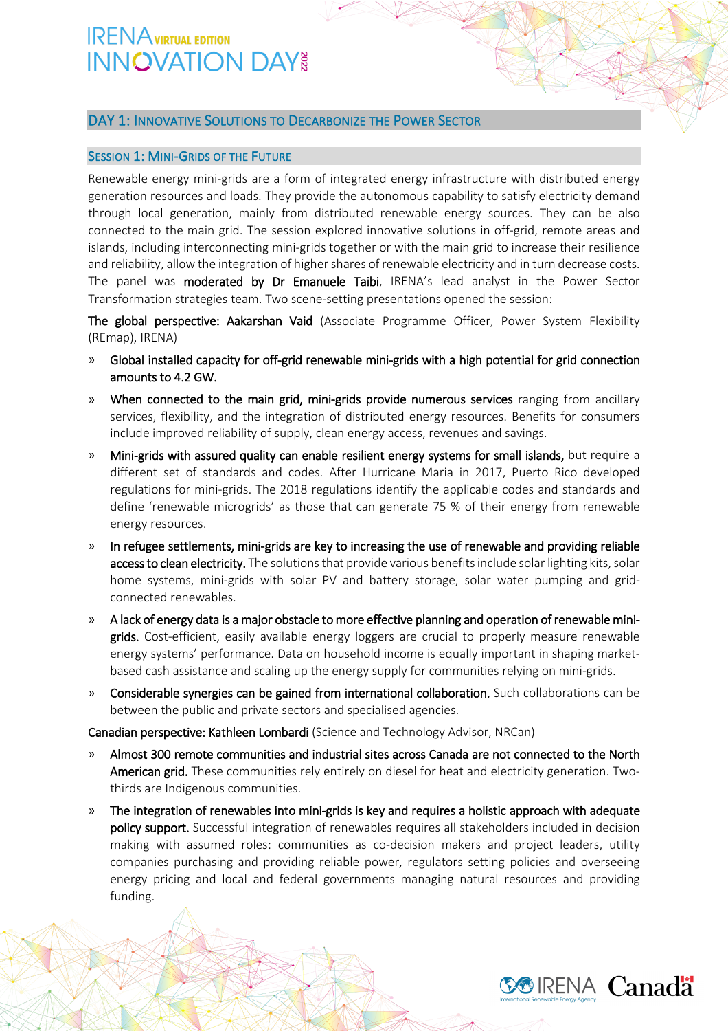## DAY 1: INNOVATIVE SOLUTIONS TO DECARBONIZE THE POWER SECTOR

### SESSION 1: MINI-GRIDS OF THE FUTURE

Renewable energy mini-grids are a form of integrated energy infrastructure with distributed energy generation resources and loads. They provide the autonomous capability to satisfy electricity demand through local generation, mainly from distributed renewable energy sources. They can be also connected to the main grid. The session explored innovative solutions in off-grid, remote areas and islands, including interconnecting mini-grids together or with the main grid to increase their resilience and reliability, allow the integration of higher shares of renewable electricity and in turn decrease costs. The panel was **moderated by Dr Emanuele Taibi**, IRENA's lead analyst in the Power Sector Transformation strategies team. Two scene-setting presentations opened the session:

**The global perspective: Aakarshan Vaid** (Associate Programme Officer, Power System Flexibility (REmap), IRENA)

- **Global installed capacity for off-grid renewable mini-grids with a high potential for grid connection amounts to 4.2 GW.**
- **When connected to the main grid, mini-grids provide numerous services** ranging from ancillary services, flexibility, and the integration of distributed energy resources. Benefits for consumers include improved reliability of supply, clean energy access, revenues and savings.
- **Mini-grids with assured quality can enable resilient energy systems for small islands,** but require a different set of standards and codes. After Hurricane Maria in 2017, Puerto Rico developed regulations for mini-grids. The 2018 regulations identify the applicable codes and standards and define 'renewable microgrids' as those that can generate 75 % of their energy from renewable energy resources.
- **In refugee settlements, mini-grids are key to increasing the use of renewable and providing reliable access to clean electricity.** The solutions that provide various benefits include solar lighting kits, solar home systems, mini-grids with solar PV and battery storage, solar water pumping and grid-connected renewables.
- **A lack of energy data is a major obstacle to more effective planning and operation of renewable mini-grids.** Cost-efficient, easily available energy loggers are crucial to properly measure renewable energy systems' performance. Data on household income is equally important in shaping market-based cash assistance and scaling up the energy supply for communities relying on mini-grids.
- **Considerable synergies can be gained from international collaboration.** Such collaborations can be between the public and private sectors and specialised agencies.

**Canadian perspective: Kathleen Lombardi** (Science and Technology Advisor, NRCan)

- **Almost 300 remote communities and industrial sites across Canada are not connected to the North American grid.** These communities rely entirely on diesel for heat and electricity generation. Two-thirds are Indigenous communities.
- **The integration of renewables into mini-grids is key and requires a holistic approach with adequate policy support.** Successful integration of renewables requires all stakeholders included in decision making with assumed roles: communities as co-decision makers and project leaders, utility companies purchasing and providing reliable power, regulators setting policies and overseeing energy pricing and local and federal governments managing natural resources and providing funding.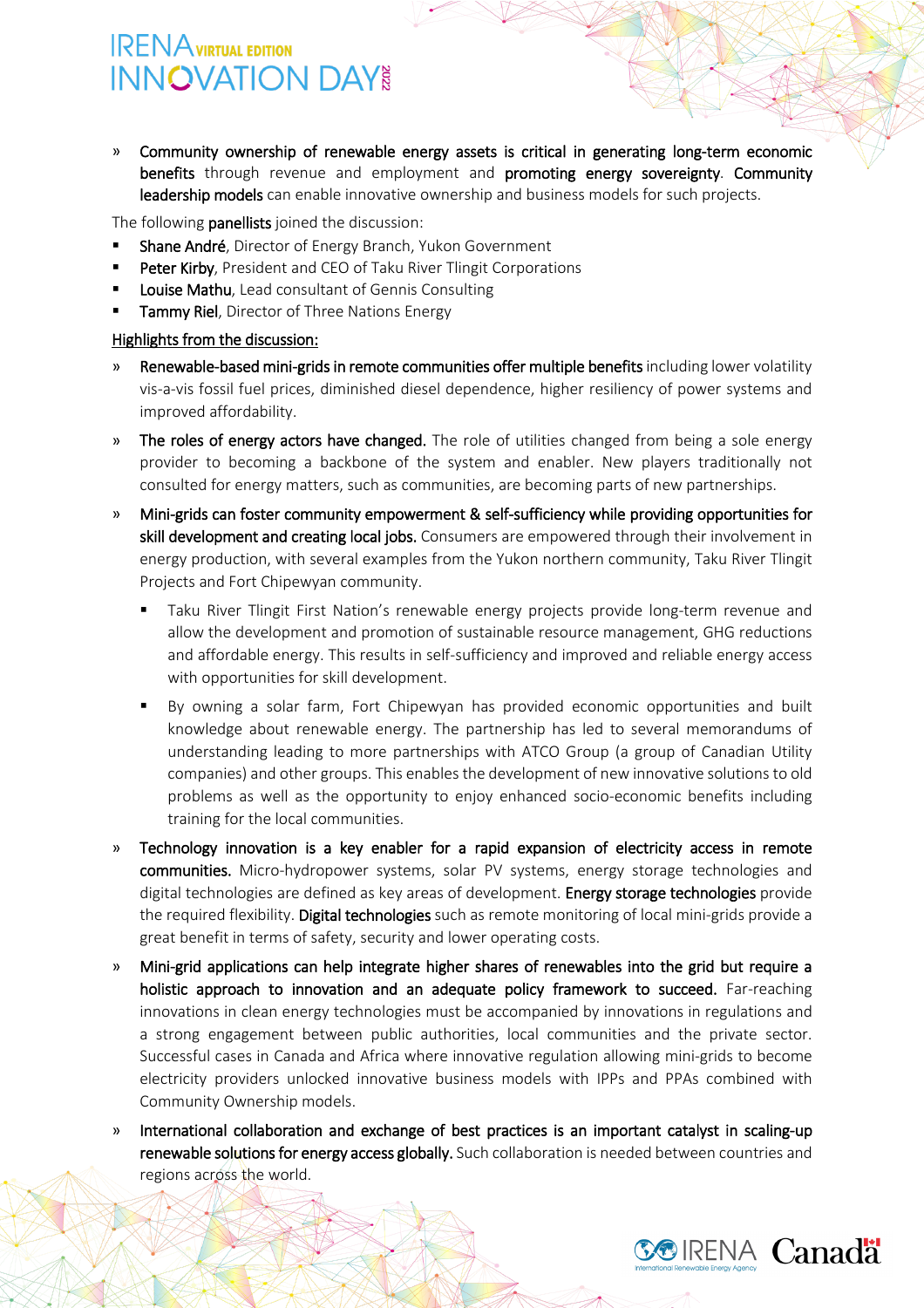- **Community ownership of renewable energy assets is critical in generating long-term economic benefits** through revenue and employment and **promoting energy sovereignty**. **Community leadership models** can enable innovative ownership and business models for such projects.

The following **panellists** joined the discussion:

- **Shane André**, Director of Energy Branch, Yukon Government
- **Peter Kirby**, President and CEO of Taku River Tlingit Corporations
- **Louise Mathu**, Lead consultant of Gennis Consulting
- **Tammy Riel**, Director of Three Nations Energy

Highlights from the discussion:

- **Renewable-based mini-grids in remote communities offer multiple benefits** including lower volatility vis-a-vis fossil fuel prices, diminished diesel dependence, higher resiliency of power systems and improved affordability.
- **The roles of energy actors have changed.** The role of utilities changed from being a sole energy provider to becoming a backbone of the system and enabler. New players traditionally not consulted for energy matters, such as communities, are becoming parts of new partnerships.
- **Mini-grids can foster community empowerment & self-sufficiency while providing opportunities for skill development and creating local jobs.** Consumers are empowered through their involvement in energy production, with several examples from the Yukon northern community, Taku River Tlingit Projects and Fort Chipewyan community.
  - Taku River Tlingit First Nation's renewable energy projects provide long-term revenue and allow the development and promotion of sustainable resource management, GHG reductions and affordable energy. This results in self-sufficiency and improved and reliable energy access with opportunities for skill development.
  - By owning a solar farm, Fort Chipewyan has provided economic opportunities and built knowledge about renewable energy. The partnership has led to several memorandums of understanding leading to more partnerships with ATCO Group (a group of Canadian Utility companies) and other groups. This enables the development of new innovative solutions to old problems as well as the opportunity to enjoy enhanced socio-economic benefits including training for the local communities.
- **Technology innovation is a key enabler for a rapid expansion of electricity access in remote communities.** Micro-hydropower systems, solar PV systems, energy storage technologies and digital technologies are defined as key areas of development. **Energy storage technologies** provide the required flexibility. **Digital technologies** such as remote monitoring of local mini-grids provide a great benefit in terms of safety, security and lower operating costs.
- **Mini-grid applications can help integrate higher shares of renewables into the grid but require a holistic approach to innovation and an adequate policy framework to succeed.** Far-reaching innovations in clean energy technologies must be accompanied by innovations in regulations and a strong engagement between public authorities, local communities and the private sector. Successful cases in Canada and Africa where innovative regulation allowing mini-grids to become electricity providers unlocked innovative business models with IPPs and PPAs combined with Community Ownership models.
- **International collaboration and exchange of best practices is an important catalyst in scaling-up renewable solutions for energy access globally.** Such collaboration is needed between countries and regions across the world.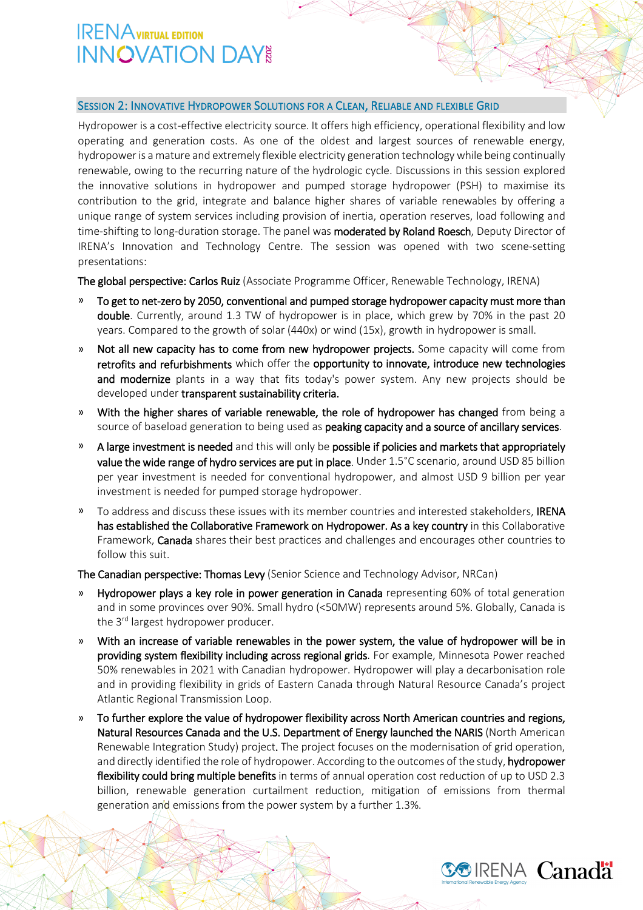## Session 2: Innovative Hydropower Solutions for a Clean, Reliable and flexible Grid

Hydropower is a cost-effective electricity source. It offers high efficiency, operational flexibility and low operating and generation costs. As one of the oldest and largest sources of renewable energy, hydropower is a mature and extremely flexible electricity generation technology while being continually renewable, owing to the recurring nature of the hydrologic cycle. Discussions in this session explored the innovative solutions in hydropower and pumped storage hydropower (PSH) to maximise its contribution to the grid, integrate and balance higher shares of variable renewables by offering a unique range of system services including provision of inertia, operation reserves, load following and time-shifting to long-duration storage. The panel was **moderated by Roland Roesch**, Deputy Director of IRENA's Innovation and Technology Centre. The session was opened with two scene-setting presentations:

**The global perspective: Carlos Ruiz** (Associate Programme Officer, Renewable Technology, IRENA)

- **To get to net-zero by 2050, conventional and pumped storage hydropower capacity must more than double**. Currently, around 1.3 TW of hydropower is in place, which grew by 70% in the past 20 years. Compared to the growth of solar (440x) or wind (15x), growth in hydropower is small.
- **Not all new capacity has to come from new hydropower projects.** Some capacity will come from **retrofits and refurbishments** which offer the **opportunity to innovate, introduce new technologies and modernize** plants in a way that fits today's power system. Any new projects should be developed under **transparent sustainability criteria.**
- **With the higher shares of variable renewable, the role of hydropower has changed** from being a source of baseload generation to being used as **peaking capacity and a source of ancillary services**.
- **A large investment is needed** and this will only be **possible if policies and markets that appropriately value the wide range of hydro services are put in place**. Under 1.5°C scenario, around USD 85 billion per year investment is needed for conventional hydropower, and almost USD 9 billion per year investment is needed for pumped storage hydropower.
- To address and discuss these issues with its member countries and interested stakeholders, **IRENA has established the Collaborative Framework on Hydropower. As a key country** in this Collaborative Framework, **Canada** shares their best practices and challenges and encourages other countries to follow this suit.

**The Canadian perspective: Thomas Levy** (Senior Science and Technology Advisor, NRCan)

- **Hydropower plays a key role in power generation in Canada** representing 60% of total generation and in some provinces over 90%. Small hydro (<50MW) represents around 5%. Globally, Canada is the 3rd largest hydropower producer.
- **With an increase of variable renewables in the power system, the value of hydropower will be in providing system flexibility including across regional grids**. For example, Minnesota Power reached 50% renewables in 2021 with Canadian hydropower. Hydropower will play a decarbonisation role and in providing flexibility in grids of Eastern Canada through Natural Resource Canada's project Atlantic Regional Transmission Loop.
- **To further explore the value of hydropower flexibility across North American countries and regions, Natural Resources Canada and the U.S. Department of Energy launched the NARIS** (North American Renewable Integration Study) project**.** The project focuses on the modernisation of grid operation, and directly identified the role of hydropower. According to the outcomes of the study, **hydropower flexibility could bring multiple benefits** in terms of annual operation cost reduction of up to USD 2.3 billion, renewable generation curtailment reduction, mitigation of emissions from thermal generation and emissions from the power system by a further 1.3%.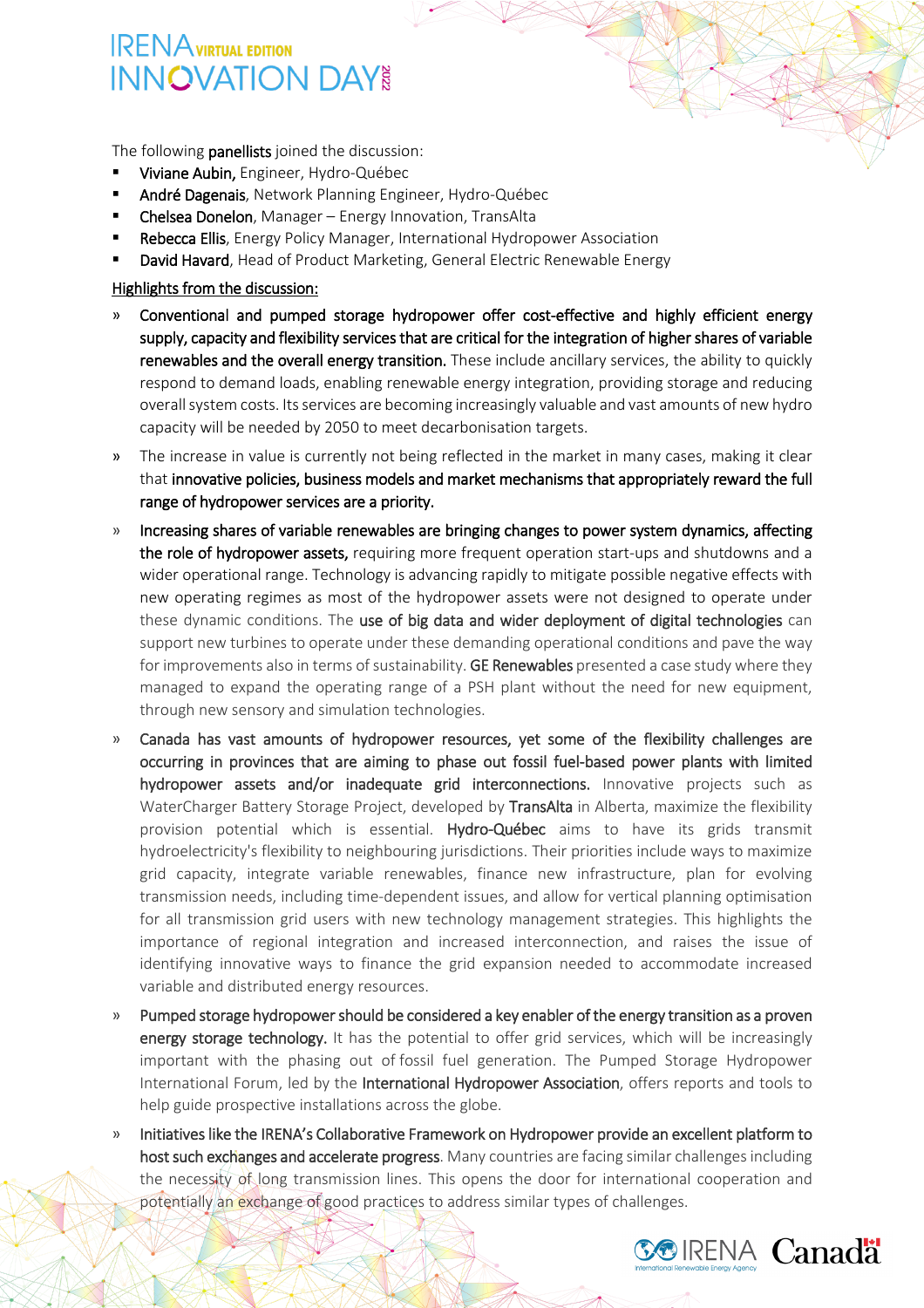The following **panellists** joined the discussion:

- **Viviane Aubin,** Engineer, Hydro-Québec
- **André Dagenais**, Network Planning Engineer, Hydro-Québec
- **Chelsea Donelon**, Manager – Energy Innovation, TransAlta
- **Rebecca Ellis**, Energy Policy Manager, International Hydropower Association
- **David Havard**, Head of Product Marketing, General Electric Renewable Energy

Highlights from the discussion:

- **Conventional and pumped storage hydropower offer cost-effective and highly efficient energy supply, capacity and flexibility services that are critical for the integration of higher shares of variable renewables and the overall energy transition.** These include ancillary services, the ability to quickly respond to demand loads, enabling renewable energy integration, providing storage and reducing overall system costs. Its services are becoming increasingly valuable and vast amounts of new hydro capacity will be needed by 2050 to meet decarbonisation targets.
- The increase in value is currently not being reflected in the market in many cases, making it clear that **innovative policies, business models and market mechanisms that appropriately reward the full range of hydropower services are a priority.**
- **Increasing shares of variable renewables are bringing changes to power system dynamics, affecting the role of hydropower assets,** requiring more frequent operation start-ups and shutdowns and a wider operational range. Technology is advancing rapidly to mitigate possible negative effects with new operating regimes as most of the hydropower assets were not designed to operate under these dynamic conditions. The **use of big data and wider deployment of digital technologies** can support new turbines to operate under these demanding operational conditions and pave the way for improvements also in terms of sustainability. **GE Renewables** presented a case study where they managed to expand the operating range of a PSH plant without the need for new equipment, through new sensory and simulation technologies.
- **Canada has vast amounts of hydropower resources, yet some of the flexibility challenges are occurring in provinces that are aiming to phase out fossil fuel-based power plants with limited hydropower assets and/or inadequate grid interconnections.** Innovative projects such as WaterCharger Battery Storage Project, developed by **TransAlta** in Alberta, maximize the flexibility provision potential which is essential. **Hydro-Québec** aims to have its grids transmit hydroelectricity's flexibility to neighbouring jurisdictions. Their priorities include ways to maximize grid capacity, integrate variable renewables, finance new infrastructure, plan for evolving transmission needs, including time-dependent issues, and allow for vertical planning optimisation for all transmission grid users with new technology management strategies. This highlights the importance of regional integration and increased interconnection, and raises the issue of identifying innovative ways to finance the grid expansion needed to accommodate increased variable and distributed energy resources.
- **Pumped storage hydropower should be considered a key enabler of the energy transition as a proven energy storage technology.** It has the potential to offer grid services, which will be increasingly important with the phasing out of fossil fuel generation. The Pumped Storage Hydropower International Forum, led by the **International Hydropower Association**, offers reports and tools to help guide prospective installations across the globe.
- **Initiatives like the IRENA's Collaborative Framework on Hydropower provide an excellent platform to host such exchanges and accelerate progress**. Many countries are facing similar challenges including the necessity of long transmission lines. This opens the door for international cooperation and potentially an exchange of good practices to address similar types of challenges.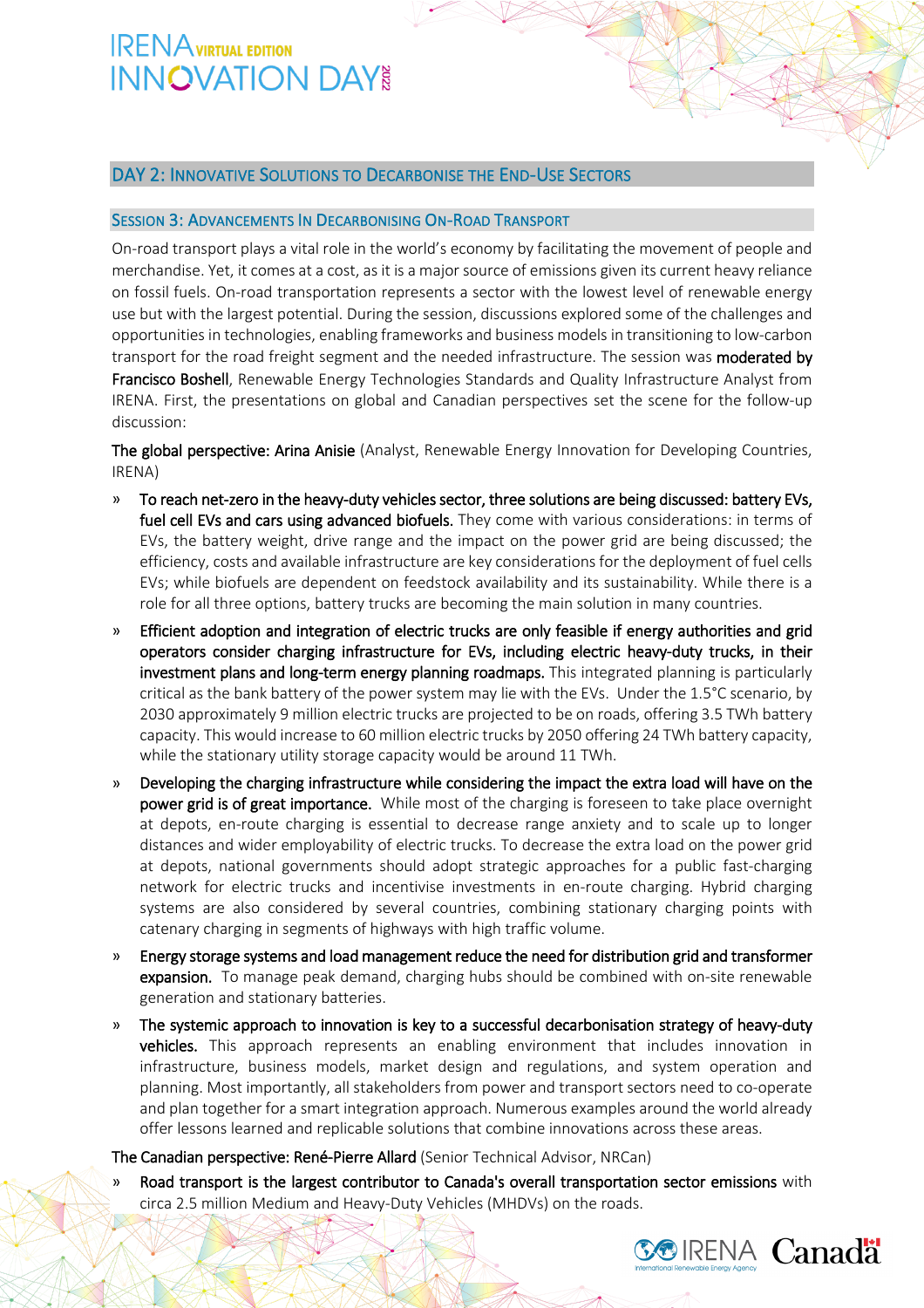## DAY 2: INNOVATIVE SOLUTIONS TO DECARBONISE THE END-USE SECTORS

### SESSION 3: ADVANCEMENTS IN DECARBONISING ON-ROAD TRANSPORT

On-road transport plays a vital role in the world's economy by facilitating the movement of people and merchandise. Yet, it comes at a cost, as it is a major source of emissions given its current heavy reliance on fossil fuels. On-road transportation represents a sector with the lowest level of renewable energy use but with the largest potential. During the session, discussions explored some of the challenges and opportunities in technologies, enabling frameworks and business models in transitioning to low-carbon transport for the road freight segment and the needed infrastructure. The session was **moderated by Francisco Boshell**, Renewable Energy Technologies Standards and Quality Infrastructure Analyst from IRENA. First, the presentations on global and Canadian perspectives set the scene for the follow-up discussion:

**The global perspective: Arina Anisie** (Analyst, Renewable Energy Innovation for Developing Countries, IRENA)

- **To reach net-zero in the heavy-duty vehicles sector, three solutions are being discussed: battery EVs, fuel cell EVs and cars using advanced biofuels.** They come with various considerations: in terms of EVs, the battery weight, drive range and the impact on the power grid are being discussed; the efficiency, costs and available infrastructure are key considerations for the deployment of fuel cells EVs; while biofuels are dependent on feedstock availability and its sustainability. While there is a role for all three options, battery trucks are becoming the main solution in many countries.
- **Efficient adoption and integration of electric trucks are only feasible if energy authorities and grid operators consider charging infrastructure for EVs, including electric heavy-duty trucks, in their investment plans and long-term energy planning roadmaps.** This integrated planning is particularly critical as the bank battery of the power system may lie with the EVs. Under the 1.5°C scenario, by 2030 approximately 9 million electric trucks are projected to be on roads, offering 3.5 TWh battery capacity. This would increase to 60 million electric trucks by 2050 offering 24 TWh battery capacity, while the stationary utility storage capacity would be around 11 TWh.
- **Developing the charging infrastructure while considering the impact the extra load will have on the power grid is of great importance.** While most of the charging is foreseen to take place overnight at depots, en-route charging is essential to decrease range anxiety and to scale up to longer distances and wider employability of electric trucks. To decrease the extra load on the power grid at depots, national governments should adopt strategic approaches for a public fast-charging network for electric trucks and incentivise investments in en-route charging. Hybrid charging systems are also considered by several countries, combining stationary charging points with catenary charging in segments of highways with high traffic volume.
- **Energy storage systems and load management reduce the need for distribution grid and transformer expansion.** To manage peak demand, charging hubs should be combined with on-site renewable generation and stationary batteries.
- **The systemic approach to innovation is key to a successful decarbonisation strategy of heavy-duty vehicles.** This approach represents an enabling environment that includes innovation in infrastructure, business models, market design and regulations, and system operation and planning. Most importantly, all stakeholders from power and transport sectors need to co-operate and plan together for a smart integration approach. Numerous examples around the world already offer lessons learned and replicable solutions that combine innovations across these areas.

**The Canadian perspective: René-Pierre Allard** (Senior Technical Advisor, NRCan)

- **Road transport is the largest contributor to Canada's overall transportation sector emissions** with circa 2.5 million Medium and Heavy-Duty Vehicles (MHDVs) on the roads.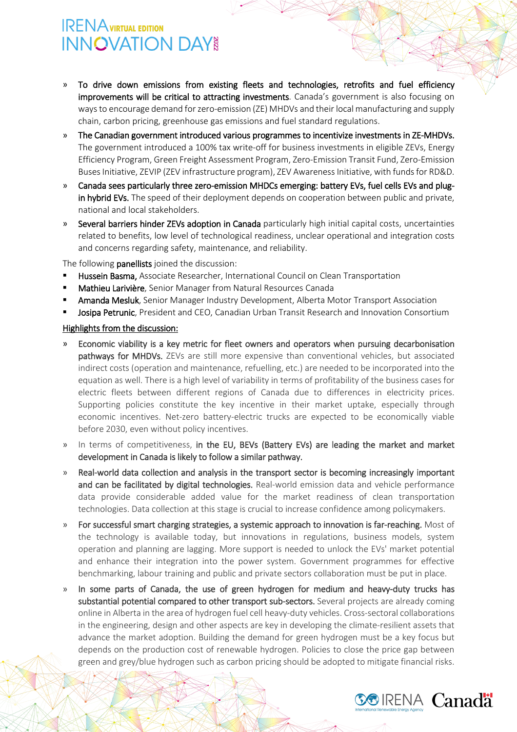- **To drive down emissions from existing fleets and technologies, retrofits and fuel efficiency improvements will be critical to attracting investments**. Canada's government is also focusing on ways to encourage demand for zero-emission (ZE) MHDVs and their local manufacturing and supply chain, carbon pricing, greenhouse gas emissions and fuel standard regulations.
- **The Canadian government introduced various programmes to incentivize investments in ZE-MHDVs.** The government introduced a 100% tax write-off for business investments in eligible ZEVs, Energy Efficiency Program, Green Freight Assessment Program, Zero-Emission Transit Fund, Zero-Emission Buses Initiative, ZEVIP (ZEV infrastructure program), ZEV Awareness Initiative, with funds for RD&D.
- **Canada sees particularly three zero-emission MHDCs emerging: battery EVs, fuel cells EVs and plug-in hybrid EVs.** The speed of their deployment depends on cooperation between public and private, national and local stakeholders.
- **Several barriers hinder ZEVs adoption in Canada** particularly high initial capital costs, uncertainties related to benefits, low level of technological readiness, unclear operational and integration costs and concerns regarding safety, maintenance, and reliability.

The following **panellists** joined the discussion:

- **Hussein Basma,** Associate Researcher, International Council on Clean Transportation
- **Mathieu Larivière**, Senior Manager from Natural Resources Canada
- **Amanda Mesluk**, Senior Manager Industry Development, Alberta Motor Transport Association
- **Josipa Petrunic**, President and CEO, Canadian Urban Transit Research and Innovation Consortium

Highlights from the discussion:

- **Economic viability is a key metric for fleet owners and operators when pursuing decarbonisation pathways for MHDVs.** ZEVs are still more expensive than conventional vehicles, but associated indirect costs (operation and maintenance, refuelling, etc.) are needed to be incorporated into the equation as well. There is a high level of variability in terms of profitability of the business cases for electric fleets between different regions of Canada due to differences in electricity prices. Supporting policies constitute the key incentive in their market uptake, especially through economic incentives. Net-zero battery-electric trucks are expected to be economically viable before 2030, even without policy incentives.
- In terms of competitiveness, **in the EU, BEVs (Battery EVs) are leading the market and market development in Canada is likely to follow a similar pathway.**
- **Real-world data collection and analysis in the transport sector is becoming increasingly important and can be facilitated by digital technologies.** Real-world emission data and vehicle performance data provide considerable added value for the market readiness of clean transportation technologies. Data collection at this stage is crucial to increase confidence among policymakers.
- **For successful smart charging strategies, a systemic approach to innovation is far-reaching.** Most of the technology is available today, but innovations in regulations, business models, system operation and planning are lagging. More support is needed to unlock the EVs' market potential and enhance their integration into the power system. Government programmes for effective benchmarking, labour training and public and private sectors collaboration must be put in place.
- **In some parts of Canada, the use of green hydrogen for medium and heavy-duty trucks has substantial potential compared to other transport sub-sectors.** Several projects are already coming online in Alberta in the area of hydrogen fuel cell heavy-duty vehicles. Cross-sectoral collaborations in the engineering, design and other aspects are key in developing the climate-resilient assets that advance the market adoption. Building the demand for green hydrogen must be a key focus but depends on the production cost of renewable hydrogen. Policies to close the price gap between green and grey/blue hydrogen such as carbon pricing should be adopted to mitigate financial risks.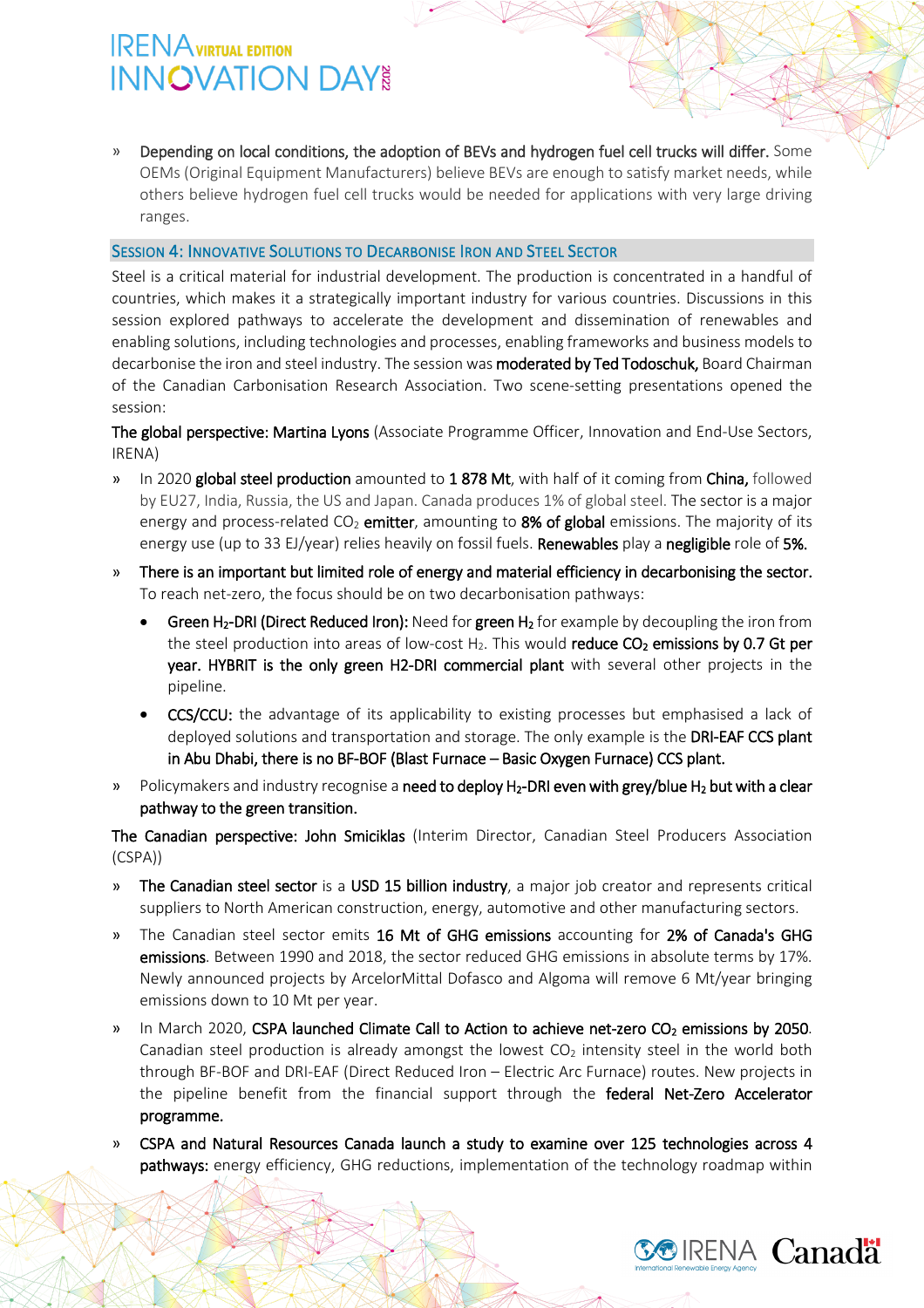» **Depending on local conditions, the adoption of BEVs and hydrogen fuel cell trucks will differ.** Some OEMs (Original Equipment Manufacturers) believe BEVs are enough to satisfy market needs, while others believe hydrogen fuel cell trucks would be needed for applications with very large driving ranges.

## Session 4: Innovative Solutions to Decarbonise Iron and Steel Sector

Steel is a critical material for industrial development. The production is concentrated in a handful of countries, which makes it a strategically important industry for various countries. Discussions in this session explored pathways to accelerate the development and dissemination of renewables and enabling solutions, including technologies and processes, enabling frameworks and business models to decarbonise the iron and steel industry. The session was **moderated by Ted Todoschuk,** Board Chairman of the Canadian Carbonisation Research Association. Two scene-setting presentations opened the session:

**The global perspective: Martina Lyons** (Associate Programme Officer, Innovation and End-Use Sectors, IRENA)

» In 2020 **global steel production** amounted to **1 878 Mt**, with half of it coming from **China,** followed by EU27, India, Russia, the US and Japan. Canada produces 1% of global steel. The sector is a major energy and process-related $CO_2$ **emitter**, amounting to **8% of global** emissions. The majority of its energy use (up to 33 EJ/year) relies heavily on fossil fuels. **Renewables** play a **negligible** role of **5%.**

» **There is an important but limited role of energy and material efficiency in decarbonising the sector.** To reach net-zero, the focus should be on two decarbonisation pathways:

- **Green $H_2$-DRI (Direct Reduced Iron):** Need for **green $H_2$** for example by decoupling the iron from the steel production into areas of low-cost $H_2$. This would **reduce $CO_2$ emissions by 0.7 Gt per year. HYBRIT is the only green H2-DRI commercial plant** with several other projects in the pipeline.
- **CCS/CCU:** the advantage of its applicability to existing processes but emphasised a lack of deployed solutions and transportation and storage. The only example is the **DRI-EAF CCS plant in Abu Dhabi, there is no BF-BOF (Blast Furnace – Basic Oxygen Furnace) CCS plant.**

» Policymakers and industry recognise a **need to deploy $H_2$-DRI even with grey/blue $H_2$ but with a clear pathway to the green transition.**

**The Canadian perspective: John Smiciklas** (Interim Director, Canadian Steel Producers Association (CSPA))

» **The Canadian steel sector** is a **USD 15 billion industry**, a major job creator and represents critical suppliers to North American construction, energy, automotive and other manufacturing sectors.

» The Canadian steel sector emits **16 Mt of GHG emissions** accounting for **2% of Canada's GHG emissions**. Between 1990 and 2018, the sector reduced GHG emissions in absolute terms by 17%. Newly announced projects by ArcelorMittal Dofasco and Algoma will remove 6 Mt/year bringing emissions down to 10 Mt per year.

» In March 2020, **CSPA launched Climate Call to Action to achieve net-zero $CO_2$ emissions by 2050**. Canadian steel production is already amongst the lowest $CO_2$ intensity steel in the world both through BF-BOF and DRI-EAF (Direct Reduced Iron – Electric Arc Furnace) routes. New projects in the pipeline benefit from the financial support through the **federal Net-Zero Accelerator programme.**

» **CSPA and Natural Resources Canada launch a study to examine over 125 technologies across 4 pathways:** energy efficiency, GHG reductions, implementation of the technology roadmap within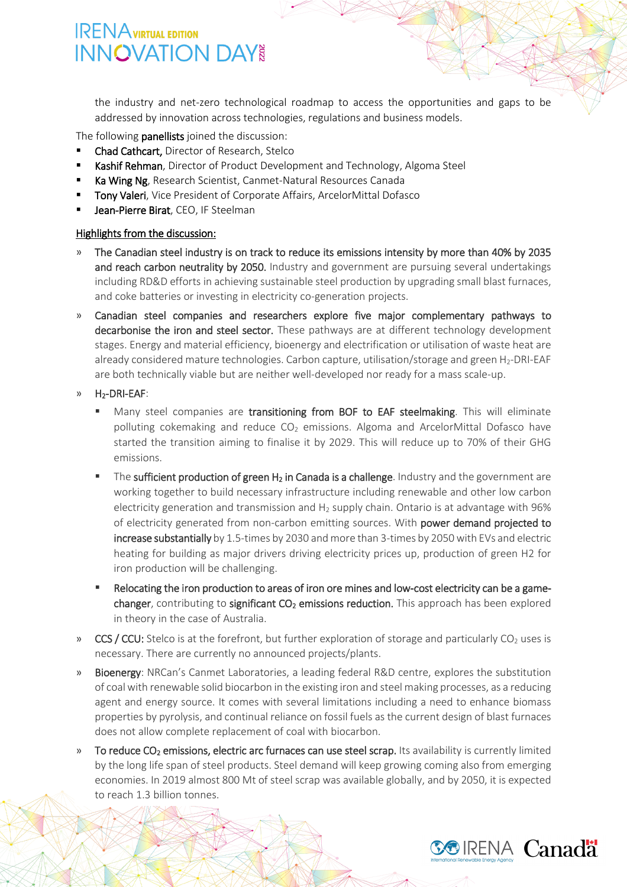the industry and net-zero technological roadmap to access the opportunities and gaps to be addressed by innovation across technologies, regulations and business models.

The following **panellists** joined the discussion:

- **Chad Cathcart,** Director of Research, Stelco
- **Kashif Rehman**, Director of Product Development and Technology, Algoma Steel
- **Ka Wing Ng**, Research Scientist, Canmet-Natural Resources Canada
- **Tony Valeri**, Vice President of Corporate Affairs, ArcelorMittal Dofasco
- **Jean-Pierre Birat**, CEO, IF Steelman

**Highlights from the discussion:**

» **The Canadian steel industry is on track to reduce its emissions intensity by more than 40% by 2035 and reach carbon neutrality by 2050.** Industry and government are pursuing several undertakings including RD&D efforts in achieving sustainable steel production by upgrading small blast furnaces, and coke batteries or investing in electricity co-generation projects.

» **Canadian steel companies and researchers explore five major complementary pathways to decarbonise the iron and steel sector.** These pathways are at different technology development stages. Energy and material efficiency, bioenergy and electrification or utilisation of waste heat are already considered mature technologies. Carbon capture, utilisation/storage and green $H_2$-DRI-EAF are both technically viable but are neither well-developed nor ready for a mass scale-up.

» $H_2$-DRI-EAF:

- Many steel companies are **transitioning from BOF to EAF steelmaking**. This will eliminate polluting cokemaking and reduce $CO_2$ emissions. Algoma and ArcelorMittal Dofasco have started the transition aiming to finalise it by 2029. This will reduce up to 70% of their GHG emissions.
- The **sufficient production of green $H_2$ in Canada is a challenge**. Industry and the government are working together to build necessary infrastructure including renewable and other low carbon electricity generation and transmission and $H_2$ supply chain. Ontario is at advantage with 96% of electricity generated from non-carbon emitting sources. With **power demand projected to increase substantially** by 1.5-times by 2030 and more than 3-times by 2050 with EVs and electric heating for building as major drivers driving electricity prices up, production of green H2 for iron production will be challenging.
- **Relocating the iron production to areas of iron ore mines and low-cost electricity can be a game-changer**, contributing to **significant $CO_2$ emissions reduction.** This approach has been explored in theory in the case of Australia.

» **CCS / CCU:** Stelco is at the forefront, but further exploration of storage and particularly $CO_2$ uses is necessary. There are currently no announced projects/plants.

» **Bioenergy**: NRCan's Canmet Laboratories, a leading federal R&D centre, explores the substitution of coal with renewable solid biocarbon in the existing iron and steel making processes, as a reducing agent and energy source. It comes with several limitations including a need to enhance biomass properties by pyrolysis, and continual reliance on fossil fuels as the current design of blast furnaces does not allow complete replacement of coal with biocarbon.

» **To reduce $CO_2$ emissions, electric arc furnaces can use steel scrap.** Its availability is currently limited by the long life span of steel products. Steel demand will keep growing coming also from emerging economies. In 2019 almost 800 Mt of steel scrap was available globally, and by 2050, it is expected to reach 1.3 billion tonnes.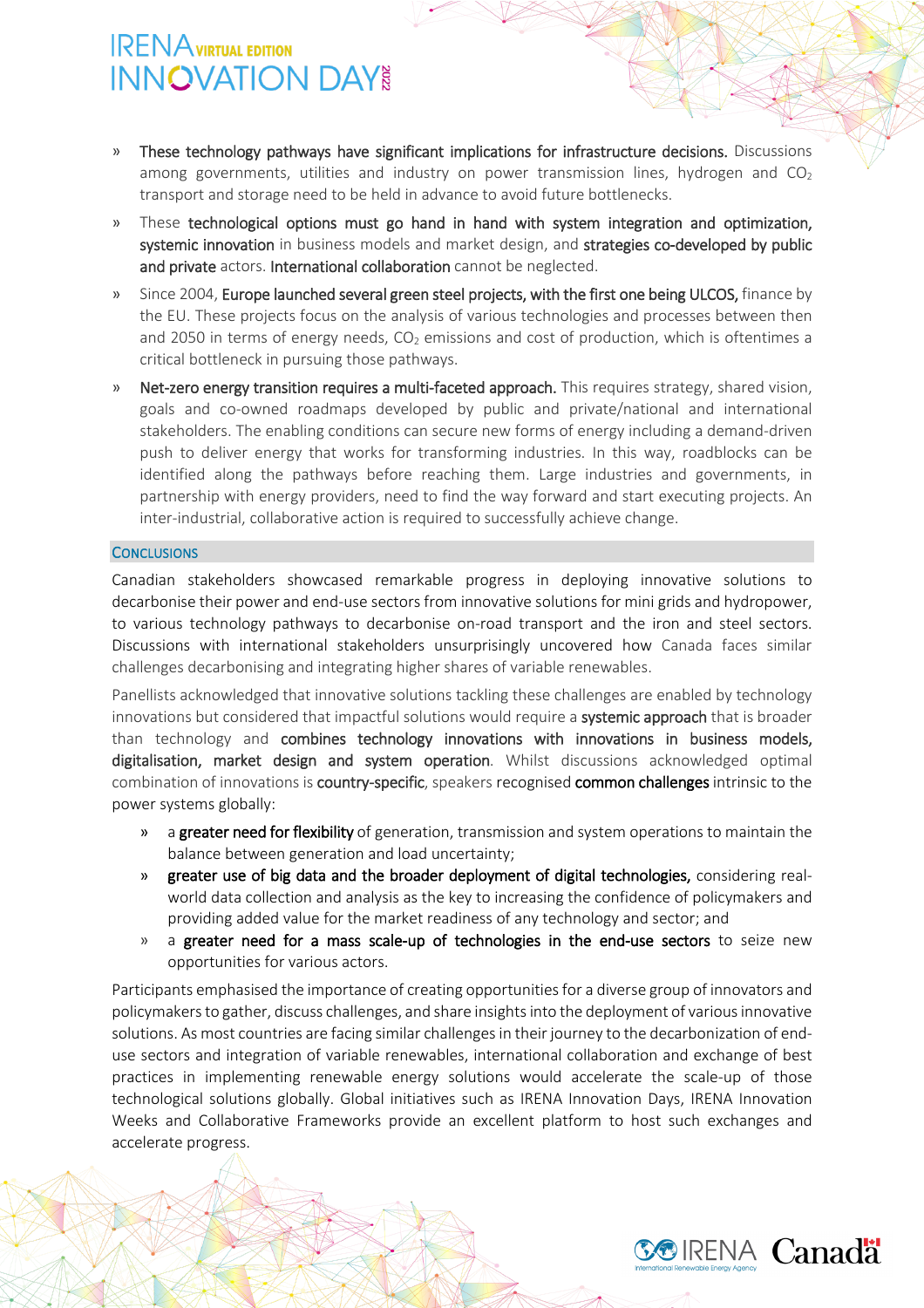- **These technology pathways have significant implications for infrastructure decisions.** Discussions among governments, utilities and industry on power transmission lines, hydrogen and $CO_2$ transport and storage need to be held in advance to avoid future bottlenecks.
- These **technological options must go hand in hand with system integration and optimization, systemic innovation** in business models and market design, and **strategies co-developed by public and private** actors. **International collaboration** cannot be neglected.
- Since 2004, **Europe launched several green steel projects, with the first one being ULCOS,** finance by the EU. These projects focus on the analysis of various technologies and processes between then and 2050 in terms of energy needs, $CO_2$ emissions and cost of production, which is oftentimes a critical bottleneck in pursuing those pathways.
- **Net-zero energy transition requires a multi-faceted approach.** This requires strategy, shared vision, goals and co-owned roadmaps developed by public and private/national and international stakeholders. The enabling conditions can secure new forms of energy including a demand-driven push to deliver energy that works for transforming industries. In this way, roadblocks can be identified along the pathways before reaching them. Large industries and governments, in partnership with energy providers, need to find the way forward and start executing projects. An inter-industrial, collaborative action is required to successfully achieve change.

## CONCLUSIONS

Canadian stakeholders showcased remarkable progress in deploying innovative solutions to decarbonise their power and end-use sectors from innovative solutions for mini grids and hydropower, to various technology pathways to decarbonise on-road transport and the iron and steel sectors. Discussions with international stakeholders unsurprisingly uncovered how Canada faces similar challenges decarbonising and integrating higher shares of variable renewables.

Panellists acknowledged that innovative solutions tackling these challenges are enabled by technology innovations but considered that impactful solutions would require a **systemic approach** that is broader than technology and **combines technology innovations with innovations in business models, digitalisation, market design and system operation**. Whilst discussions acknowledged optimal combination of innovations is **country-specific**, speakers recognised **common challenges** intrinsic to the power systems globally:

- a **greater need for flexibility** of generation, transmission and system operations to maintain the balance between generation and load uncertainty;
- **greater use of big data and the broader deployment of digital technologies,** considering real-world data collection and analysis as the key to increasing the confidence of policymakers and providing added value for the market readiness of any technology and sector; and
- a **greater need for a mass scale-up of technologies in the end-use sectors** to seize new opportunities for various actors.

Participants emphasised the importance of creating opportunities for a diverse group of innovators and policymakers to gather, discuss challenges, and share insights into the deployment of various innovative solutions. As most countries are facing similar challenges in their journey to the decarbonization of end-use sectors and integration of variable renewables, international collaboration and exchange of best practices in implementing renewable energy solutions would accelerate the scale-up of those technological solutions globally. Global initiatives such as IRENA Innovation Days, IRENA Innovation Weeks and Collaborative Frameworks provide an excellent platform to host such exchanges and accelerate progress.